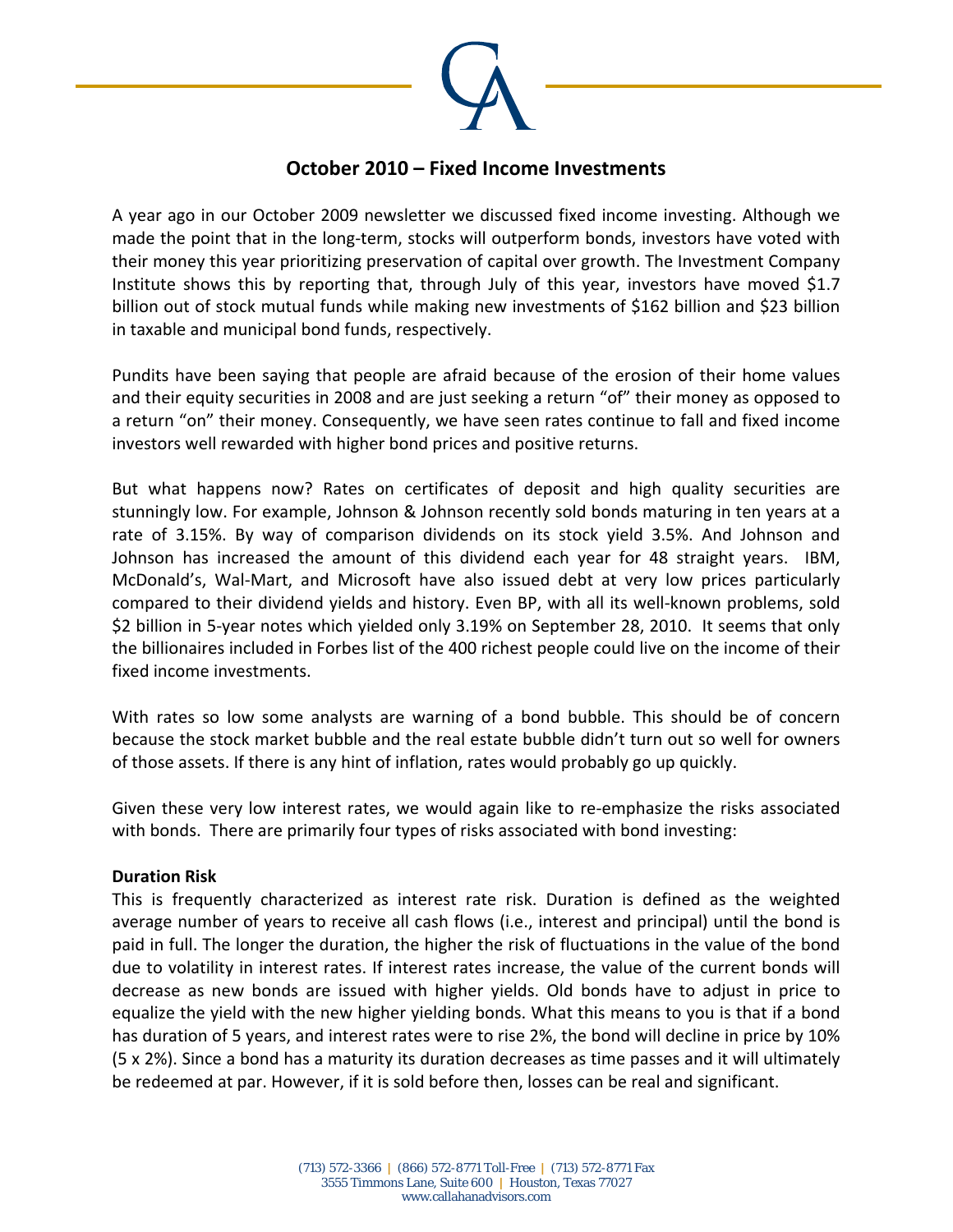# October 2010 – Fixed Income Investments

A year ago in our October 2009 newsletter we discussed fixed income investing. Although we made the point that in the long-term, stocks will outperform bonds, investors have voted with their money this year prioritizing preservation of capital over growth. The Investment Company Institute shows this by reporting that, through July of this year, investors have moved $1.7 billion out of stock mutual funds while making new investments of $162 billion and $23 billion in taxable and municipal bond funds, respectively.

Pundits have been saying that people are afraid because of the erosion of their home values and their equity securities in 2008 and are just seeking a return "of" their money as opposed to a return "on" their money. Consequently, we have seen rates continue to fall and fixed income investors well rewarded with higher bond prices and positive returns.

But what happens now? Rates on certificates of deposit and high quality securities are stunningly low. For example, Johnson & Johnson recently sold bonds maturing in ten years at a rate of 3.15%. By way of comparison dividends on its stock yield 3.5%. And Johnson and Johnson has increased the amount of this dividend each year for 48 straight years. IBM, McDonald's, Wal-Mart, and Microsoft have also issued debt at very low prices particularly compared to their dividend yields and history. Even BP, with all its well-known problems, sold $2 billion in 5-year notes which yielded only 3.19% on September 28, 2010. It seems that only the billionaires included in Forbes list of the 400 richest people could live on the income of their fixed income investments.

With rates so low some analysts are warning of a bond bubble. This should be of concern because the stock market bubble and the real estate bubble didn't turn out so well for owners of those assets. If there is any hint of inflation, rates would probably go up quickly.

Given these very low interest rates, we would again like to re-emphasize the risks associated with bonds. There are primarily four types of risks associated with bond investing:

**Duration Risk**

This is frequently characterized as interest rate risk. Duration is defined as the weighted average number of years to receive all cash flows (i.e., interest and principal) until the bond is paid in full. The longer the duration, the higher the risk of fluctuations in the value of the bond due to volatility in interest rates. If interest rates increase, the value of the current bonds will decrease as new bonds are issued with higher yields. Old bonds have to adjust in price to equalize the yield with the new higher yielding bonds. What this means to you is that if a bond has duration of 5 years, and interest rates were to rise 2%, the bond will decline in price by 10% (5 x 2%). Since a bond has a maturity its duration decreases as time passes and it will ultimately be redeemed at par. However, if it is sold before then, losses can be real and significant.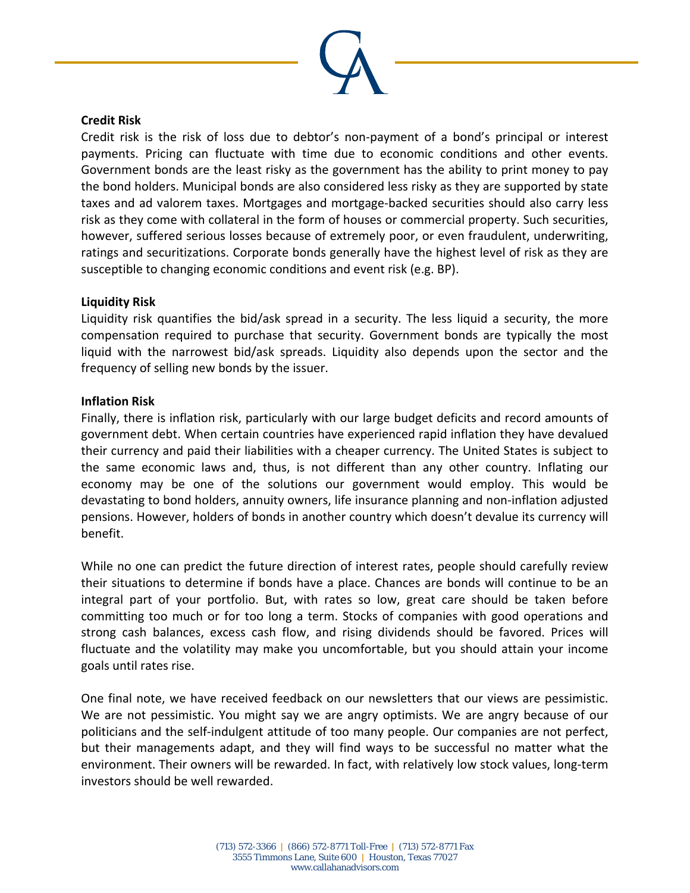**Credit Risk**

Credit risk is the risk of loss due to debtor's non-payment of a bond's principal or interest payments. Pricing can fluctuate with time due to economic conditions and other events. Government bonds are the least risky as the government has the ability to print money to pay the bond holders. Municipal bonds are also considered less risky as they are supported by state taxes and ad valorem taxes. Mortgages and mortgage-backed securities should also carry less risk as they come with collateral in the form of houses or commercial property. Such securities, however, suffered serious losses because of extremely poor, or even fraudulent, underwriting, ratings and securitizations. Corporate bonds generally have the highest level of risk as they are susceptible to changing economic conditions and event risk (e.g. BP).

**Liquidity Risk**

Liquidity risk quantifies the bid/ask spread in a security. The less liquid a security, the more compensation required to purchase that security. Government bonds are typically the most liquid with the narrowest bid/ask spreads. Liquidity also depends upon the sector and the frequency of selling new bonds by the issuer.

**Inflation Risk**

Finally, there is inflation risk, particularly with our large budget deficits and record amounts of government debt. When certain countries have experienced rapid inflation they have devalued their currency and paid their liabilities with a cheaper currency. The United States is subject to the same economic laws and, thus, is not different than any other country. Inflating our economy may be one of the solutions our government would employ. This would be devastating to bond holders, annuity owners, life insurance planning and non-inflation adjusted pensions. However, holders of bonds in another country which doesn't devalue its currency will benefit.

While no one can predict the future direction of interest rates, people should carefully review their situations to determine if bonds have a place. Chances are bonds will continue to be an integral part of your portfolio. But, with rates so low, great care should be taken before committing too much or for too long a term. Stocks of companies with good operations and strong cash balances, excess cash flow, and rising dividends should be favored. Prices will fluctuate and the volatility may make you uncomfortable, but you should attain your income goals until rates rise.

One final note, we have received feedback on our newsletters that our views are pessimistic. We are not pessimistic. You might say we are angry optimists. We are angry because of our politicians and the self-indulgent attitude of too many people. Our companies are not perfect, but their managements adapt, and they will find ways to be successful no matter what the environment. Their owners will be rewarded. In fact, with relatively low stock values, long-term investors should be well rewarded.

(713) 572-3366 | (866) 572-8771 Toll-Free | (713) 572-8771 Fax
3555 Timmons Lane, Suite 600 | Houston, Texas 77027
www.callahanadvisors.com